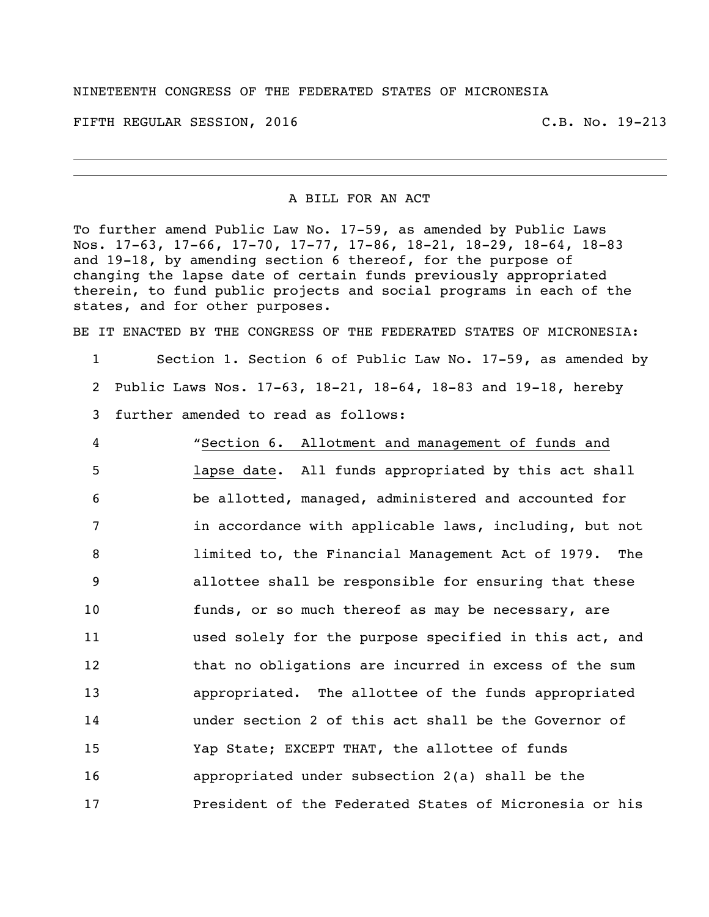NINETEENTH CONGRESS OF THE FEDERATED STATES OF MICRONESIA

FIFTH REGULAR SESSION, 2016 C.B. No. 19-213

---

A BILL FOR AN ACT

To further amend Public Law No. 17-59, as amended by Public Laws Nos. 17-63, 17-66, 17-70, 17-77, 17-86, 18-21, 18-29, 18-64, 18-83 and 19-18, by amending section 6 thereof, for the purpose of changing the lapse date of certain funds previously appropriated therein, to fund public projects and social programs in each of the states, and for other purposes.

BE IT ENACTED BY THE CONGRESS OF THE FEDERATED STATES OF MICRONESIA:

1 Section 1. Section 6 of Public Law No. 17-59, as amended by
2 Public Laws Nos. 17-63, 18-21, 18-64, 18-83 and 19-18, hereby
3 further amended to read as follows:

4 "Section 6. Allotment and management of funds and
5 lapse date. All funds appropriated by this act shall
6 be allotted, managed, administered and accounted for
7 in accordance with applicable laws, including, but not
8 limited to, the Financial Management Act of 1979. The
9 allottee shall be responsible for ensuring that these
10 funds, or so much thereof as may be necessary, are
11 used solely for the purpose specified in this act, and
12 that no obligations are incurred in excess of the sum
13 appropriated. The allottee of the funds appropriated
14 under section 2 of this act shall be the Governor of
15 Yap State; EXCEPT THAT, the allottee of funds
16 appropriated under subsection 2(a) shall be the
17 President of the Federated States of Micronesia or his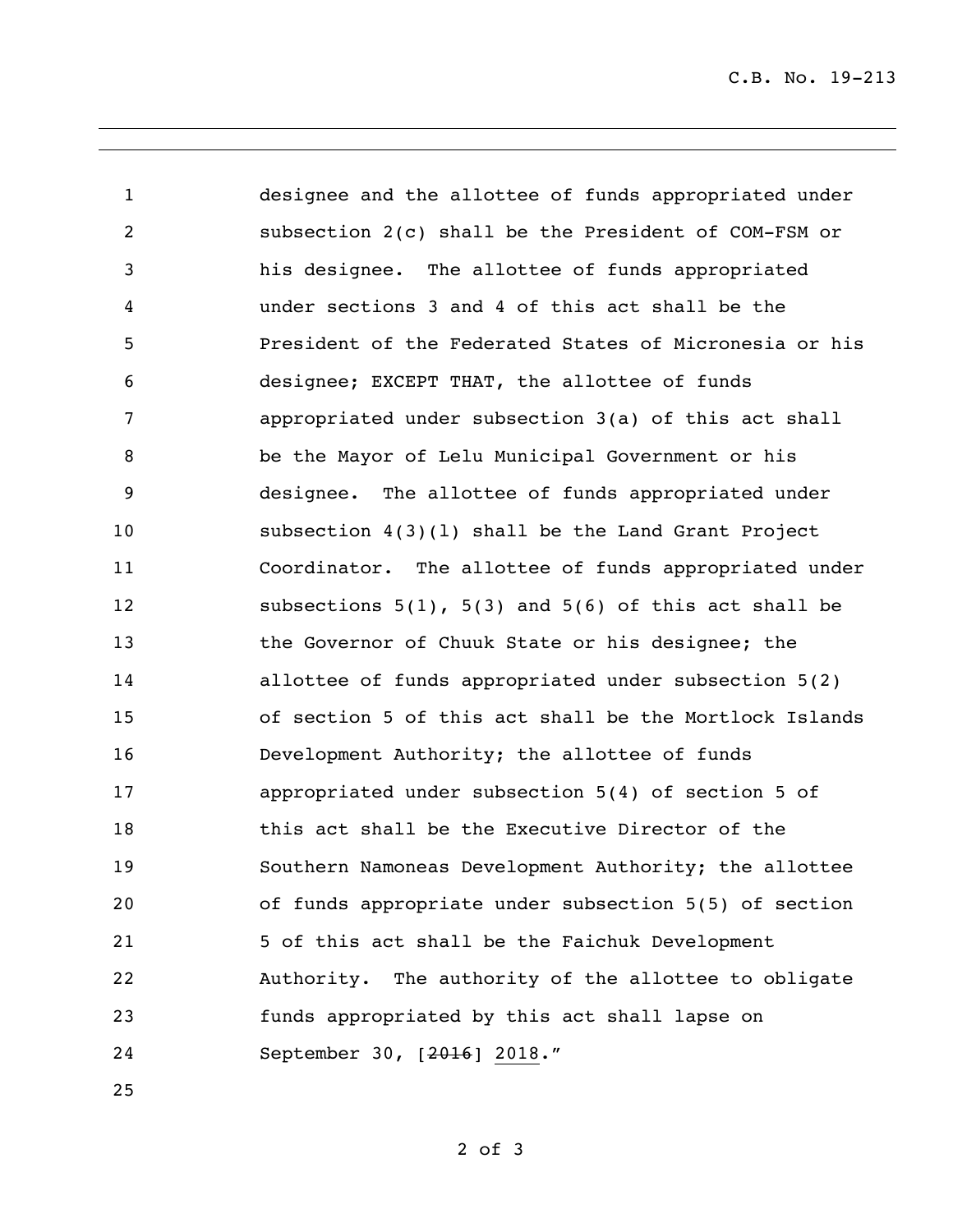designee and the allottee of funds appropriated under subsection 2(c) shall be the President of COM-FSM or his designee. The allottee of funds appropriated under sections 3 and 4 of this act shall be the President of the Federated States of Micronesia or his designee; EXCEPT THAT, the allottee of funds appropriated under subsection 3(a) of this act shall be the Mayor of Lelu Municipal Government or his designee. The allottee of funds appropriated under subsection 4(3)(l) shall be the Land Grant Project Coordinator. The allottee of funds appropriated under subsections 5(1), 5(3) and 5(6) of this act shall be the Governor of Chuuk State or his designee; the allottee of funds appropriated under subsection 5(2) of section 5 of this act shall be the Mortlock Islands Development Authority; the allottee of funds appropriated under subsection 5(4) of section 5 of this act shall be the Executive Director of the Southern Namoneas Development Authority; the allottee of funds appropriate under subsection 5(5) of section 5 of this act shall be the Faichuk Development Authority. The authority of the allottee to obligate funds appropriated by this act shall lapse on September 30, [~~2016~~] <u>2018</u>."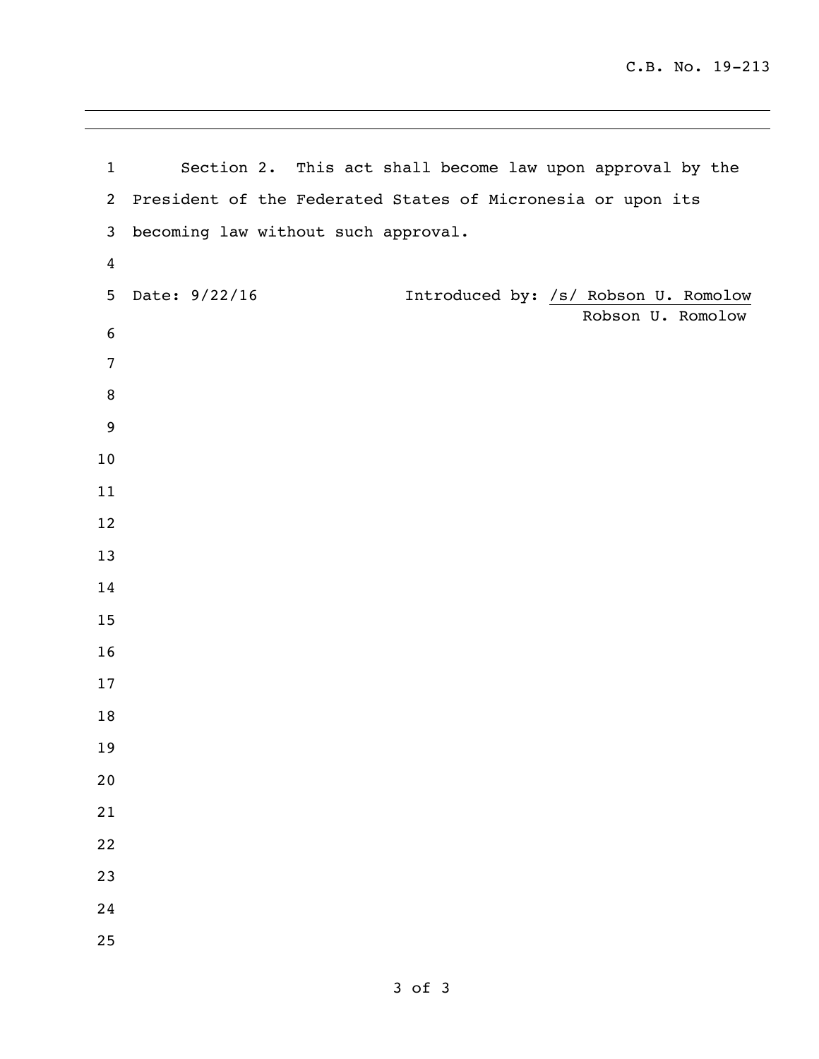Section 2. This act shall become law upon approval by the President of the Federated States of Micronesia or upon its becoming law without such approval.

Date: 9/22/16

Introduced by: /s/ Robson U. Romolow
Robson U. Romolow